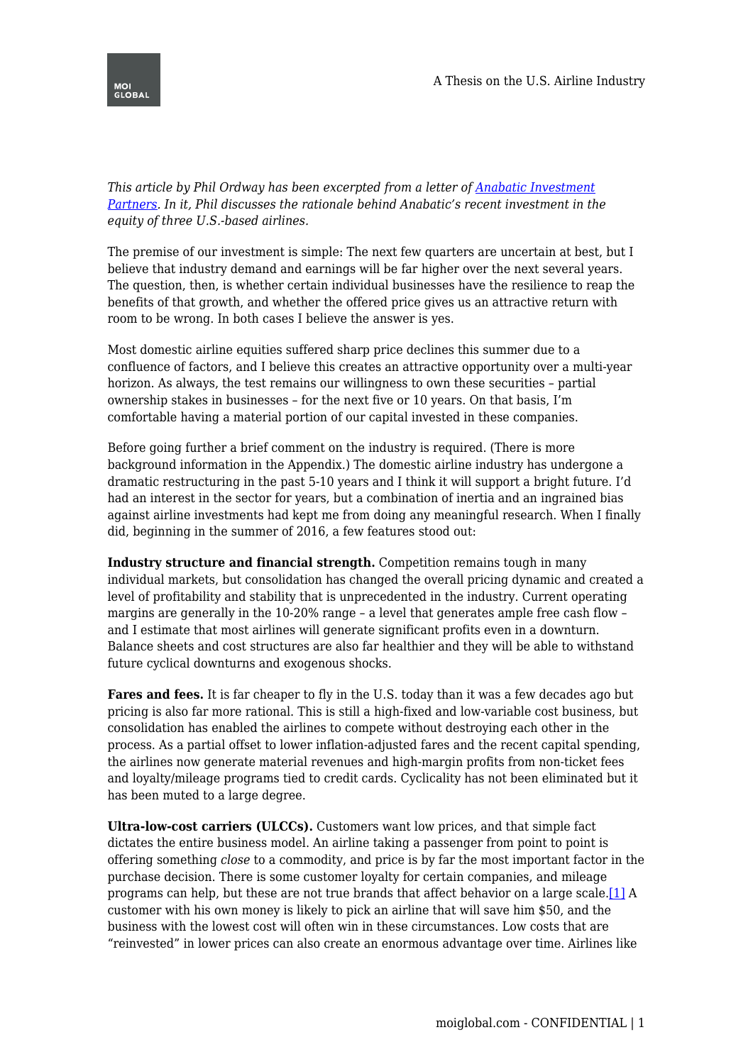*This article by Phil Ordway has been excerpted from a letter of [Anabatic Investment Partners](). In it, Phil discusses the rationale behind Anabatic's recent investment in the equity of three U.S.-based airlines.*

The premise of our investment is simple: The next few quarters are uncertain at best, but I believe that industry demand and earnings will be far higher over the next several years. The question, then, is whether certain individual businesses have the resilience to reap the benefits of that growth, and whether the offered price gives us an attractive return with room to be wrong. In both cases I believe the answer is yes.

Most domestic airline equities suffered sharp price declines this summer due to a confluence of factors, and I believe this creates an attractive opportunity over a multi-year horizon. As always, the test remains our willingness to own these securities – partial ownership stakes in businesses – for the next five or 10 years. On that basis, I'm comfortable having a material portion of our capital invested in these companies.

Before going further a brief comment on the industry is required. (There is more background information in the Appendix.) The domestic airline industry has undergone a dramatic restructuring in the past 5-10 years and I think it will support a bright future. I'd had an interest in the sector for years, but a combination of inertia and an ingrained bias against airline investments had kept me from doing any meaningful research. When I finally did, beginning in the summer of 2016, a few features stood out:

**Industry structure and financial strength.** Competition remains tough in many individual markets, but consolidation has changed the overall pricing dynamic and created a level of profitability and stability that is unprecedented in the industry. Current operating margins are generally in the 10-20% range – a level that generates ample free cash flow – and I estimate that most airlines will generate significant profits even in a downturn. Balance sheets and cost structures are also far healthier and they will be able to withstand future cyclical downturns and exogenous shocks.

**Fares and fees.** It is far cheaper to fly in the U.S. today than it was a few decades ago but pricing is also far more rational. This is still a high-fixed and low-variable cost business, but consolidation has enabled the airlines to compete without destroying each other in the process. As a partial offset to lower inflation-adjusted fares and the recent capital spending, the airlines now generate material revenues and high-margin profits from non-ticket fees and loyalty/mileage programs tied to credit cards. Cyclicality has not been eliminated but it has been muted to a large degree.

**Ultra-low-cost carriers (ULCCs).** Customers want low prices, and that simple fact dictates the entire business model. An airline taking a passenger from point to point is offering something *close* to a commodity, and price is by far the most important factor in the purchase decision. There is some customer loyalty for certain companies, and mileage programs can help, but these are not true brands that affect behavior on a large scale.[1] A customer with his own money is likely to pick an airline that will save him $50, and the business with the lowest cost will often win in these circumstances. Low costs that are "reinvested" in lower prices can also create an enormous advantage over time. Airlines like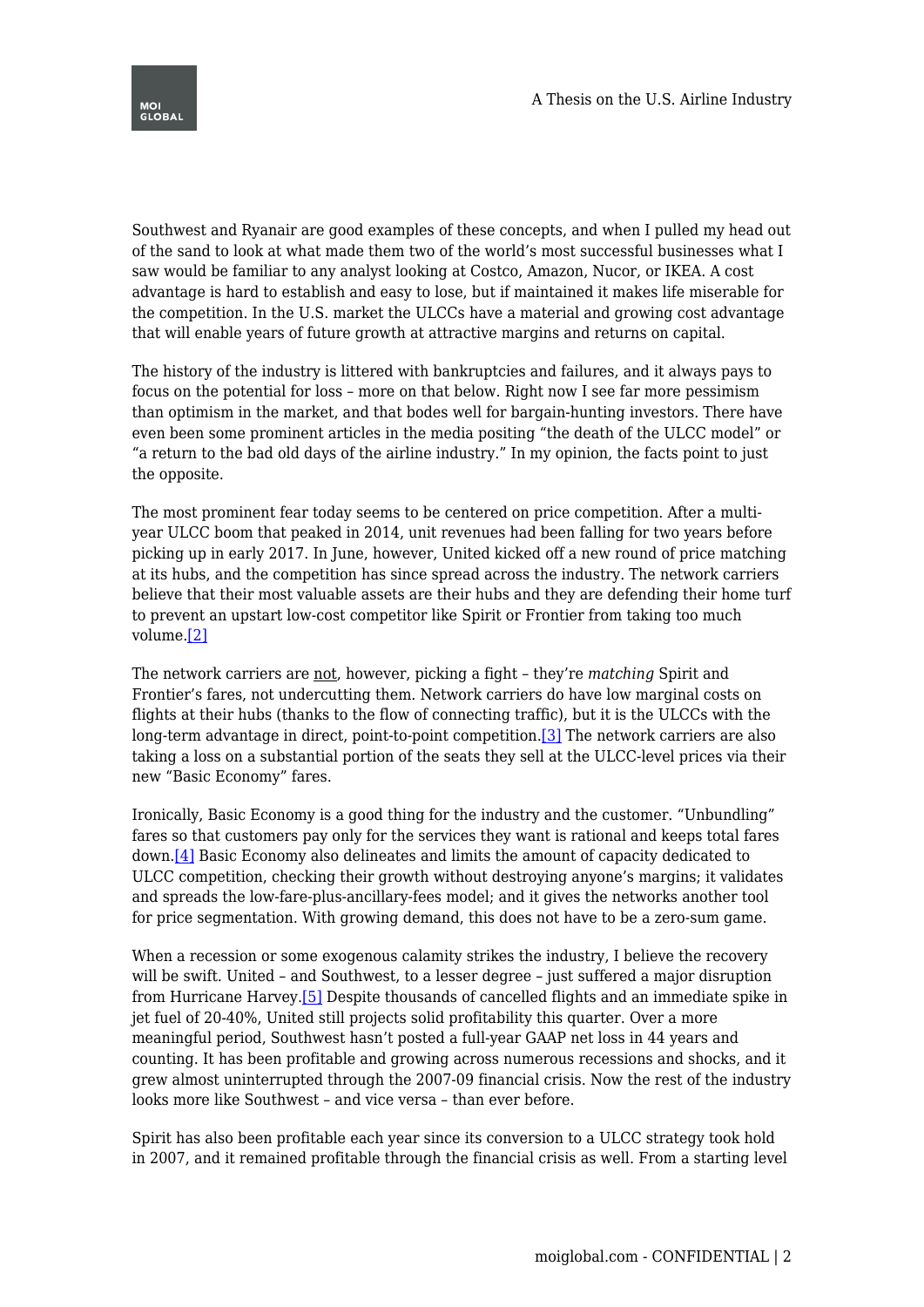Southwest and Ryanair are good examples of these concepts, and when I pulled my head out of the sand to look at what made them two of the world's most successful businesses what I saw would be familiar to any analyst looking at Costco, Amazon, Nucor, or IKEA. A cost advantage is hard to establish and easy to lose, but if maintained it makes life miserable for the competition. In the U.S. market the ULCCs have a material and growing cost advantage that will enable years of future growth at attractive margins and returns on capital.

The history of the industry is littered with bankruptcies and failures, and it always pays to focus on the potential for loss – more on that below. Right now I see far more pessimism than optimism in the market, and that bodes well for bargain-hunting investors. There have even been some prominent articles in the media positing "the death of the ULCC model" or "a return to the bad old days of the airline industry." In my opinion, the facts point to just the opposite.

The most prominent fear today seems to be centered on price competition. After a multi-year ULCC boom that peaked in 2014, unit revenues had been falling for two years before picking up in early 2017. In June, however, United kicked off a new round of price matching at its hubs, and the competition has since spread across the industry. The network carriers believe that their most valuable assets are their hubs and they are defending their home turf to prevent an upstart low-cost competitor like Spirit or Frontier from taking too much volume.[2]

The network carriers are not, however, picking a fight – they're *matching* Spirit and Frontier's fares, not undercutting them. Network carriers do have low marginal costs on flights at their hubs (thanks to the flow of connecting traffic), but it is the ULCCs with the long-term advantage in direct, point-to-point competition.[3] The network carriers are also taking a loss on a substantial portion of the seats they sell at the ULCC-level prices via their new "Basic Economy" fares.

Ironically, Basic Economy is a good thing for the industry and the customer. "Unbundling" fares so that customers pay only for the services they want is rational and keeps total fares down.[4] Basic Economy also delineates and limits the amount of capacity dedicated to ULCC competition, checking their growth without destroying anyone's margins; it validates and spreads the low-fare-plus-ancillary-fees model; and it gives the networks another tool for price segmentation. With growing demand, this does not have to be a zero-sum game.

When a recession or some exogenous calamity strikes the industry, I believe the recovery will be swift. United – and Southwest, to a lesser degree – just suffered a major disruption from Hurricane Harvey.[5] Despite thousands of cancelled flights and an immediate spike in jet fuel of 20-40%, United still projects solid profitability this quarter. Over a more meaningful period, Southwest hasn't posted a full-year GAAP net loss in 44 years and counting. It has been profitable and growing across numerous recessions and shocks, and it grew almost uninterrupted through the 2007-09 financial crisis. Now the rest of the industry looks more like Southwest – and vice versa – than ever before.

Spirit has also been profitable each year since its conversion to a ULCC strategy took hold in 2007, and it remained profitable through the financial crisis as well. From a starting level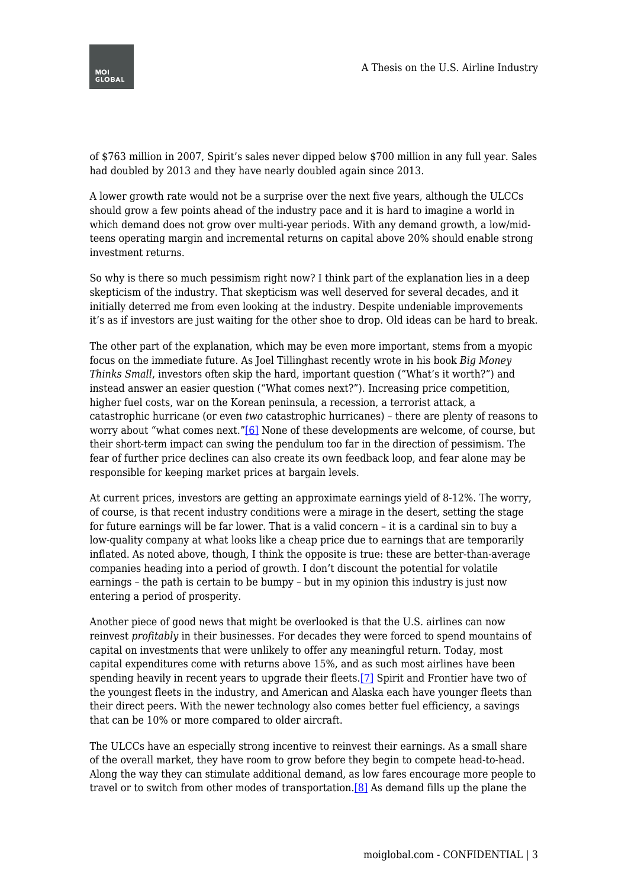of $763 million in 2007, Spirit's sales never dipped below $700 million in any full year. Sales had doubled by 2013 and they have nearly doubled again since 2013.

A lower growth rate would not be a surprise over the next five years, although the ULCCs should grow a few points ahead of the industry pace and it is hard to imagine a world in which demand does not grow over multi-year periods. With any demand growth, a low/mid-teens operating margin and incremental returns on capital above 20% should enable strong investment returns.

So why is there so much pessimism right now? I think part of the explanation lies in a deep skepticism of the industry. That skepticism was well deserved for several decades, and it initially deterred me from even looking at the industry. Despite undeniable improvements it's as if investors are just waiting for the other shoe to drop. Old ideas can be hard to break.

The other part of the explanation, which may be even more important, stems from a myopic focus on the immediate future. As Joel Tillinghast recently wrote in his book *Big Money Thinks Small*, investors often skip the hard, important question ("What's it worth?") and instead answer an easier question ("What comes next?"). Increasing price competition, higher fuel costs, war on the Korean peninsula, a recession, a terrorist attack, a catastrophic hurricane (or even *two* catastrophic hurricanes) – there are plenty of reasons to worry about "what comes next."[6] None of these developments are welcome, of course, but their short-term impact can swing the pendulum too far in the direction of pessimism. The fear of further price declines can also create its own feedback loop, and fear alone may be responsible for keeping market prices at bargain levels.

At current prices, investors are getting an approximate earnings yield of 8-12%. The worry, of course, is that recent industry conditions were a mirage in the desert, setting the stage for future earnings will be far lower. That is a valid concern – it is a cardinal sin to buy a low-quality company at what looks like a cheap price due to earnings that are temporarily inflated. As noted above, though, I think the opposite is true: these are better-than-average companies heading into a period of growth. I don't discount the potential for volatile earnings – the path is certain to be bumpy – but in my opinion this industry is just now entering a period of prosperity.

Another piece of good news that might be overlooked is that the U.S. airlines can now reinvest *profitably* in their businesses. For decades they were forced to spend mountains of capital on investments that were unlikely to offer any meaningful return. Today, most capital expenditures come with returns above 15%, and as such most airlines have been spending heavily in recent years to upgrade their fleets.[7] Spirit and Frontier have two of the youngest fleets in the industry, and American and Alaska each have younger fleets than their direct peers. With the newer technology also comes better fuel efficiency, a savings that can be 10% or more compared to older aircraft.

The ULCCs have an especially strong incentive to reinvest their earnings. As a small share of the overall market, they have room to grow before they begin to compete head-to-head. Along the way they can stimulate additional demand, as low fares encourage more people to travel or to switch from other modes of transportation.[8] As demand fills up the plane the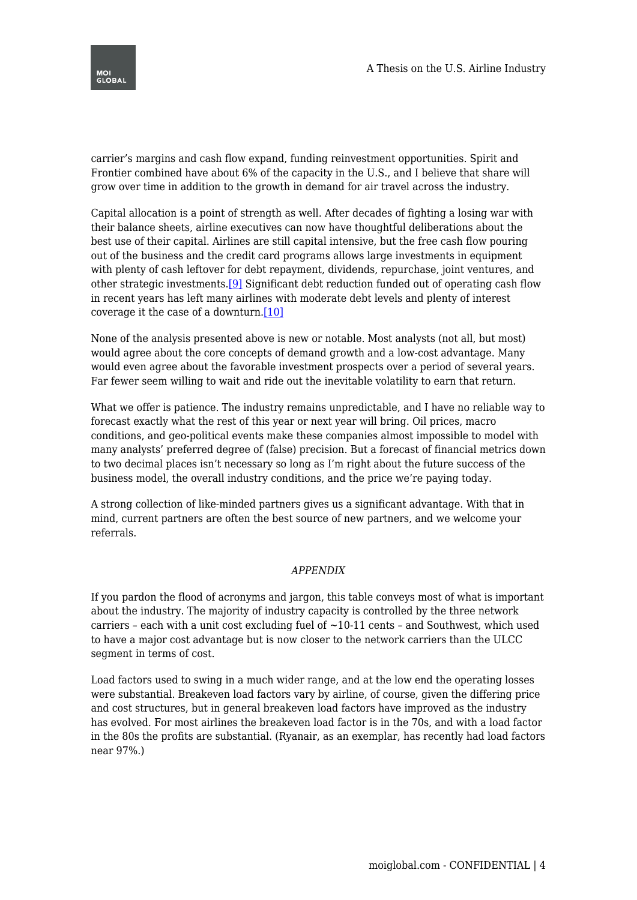carrier's margins and cash flow expand, funding reinvestment opportunities. Spirit and Frontier combined have about 6% of the capacity in the U.S., and I believe that share will grow over time in addition to the growth in demand for air travel across the industry.

Capital allocation is a point of strength as well. After decades of fighting a losing war with their balance sheets, airline executives can now have thoughtful deliberations about the best use of their capital. Airlines are still capital intensive, but the free cash flow pouring out of the business and the credit card programs allows large investments in equipment with plenty of cash leftover for debt repayment, dividends, repurchase, joint ventures, and other strategic investments.[9] Significant debt reduction funded out of operating cash flow in recent years has left many airlines with moderate debt levels and plenty of interest coverage it the case of a downturn.[10]

None of the analysis presented above is new or notable. Most analysts (not all, but most) would agree about the core concepts of demand growth and a low-cost advantage. Many would even agree about the favorable investment prospects over a period of several years. Far fewer seem willing to wait and ride out the inevitable volatility to earn that return.

What we offer is patience. The industry remains unpredictable, and I have no reliable way to forecast exactly what the rest of this year or next year will bring. Oil prices, macro conditions, and geo-political events make these companies almost impossible to model with many analysts' preferred degree of (false) precision. But a forecast of financial metrics down to two decimal places isn't necessary so long as I'm right about the future success of the business model, the overall industry conditions, and the price we're paying today.

A strong collection of like-minded partners gives us a significant advantage. With that in mind, current partners are often the best source of new partners, and we welcome your referrals.

*APPENDIX*

If you pardon the flood of acronyms and jargon, this table conveys most of what is important about the industry. The majority of industry capacity is controlled by the three network carriers – each with a unit cost excluding fuel of ~10-11 cents – and Southwest, which used to have a major cost advantage but is now closer to the network carriers than the ULCC segment in terms of cost.

Load factors used to swing in a much wider range, and at the low end the operating losses were substantial. Breakeven load factors vary by airline, of course, given the differing price and cost structures, but in general breakeven load factors have improved as the industry has evolved. For most airlines the breakeven load factor is in the 70s, and with a load factor in the 80s the profits are substantial. (Ryanair, as an exemplar, has recently had load factors near 97%.)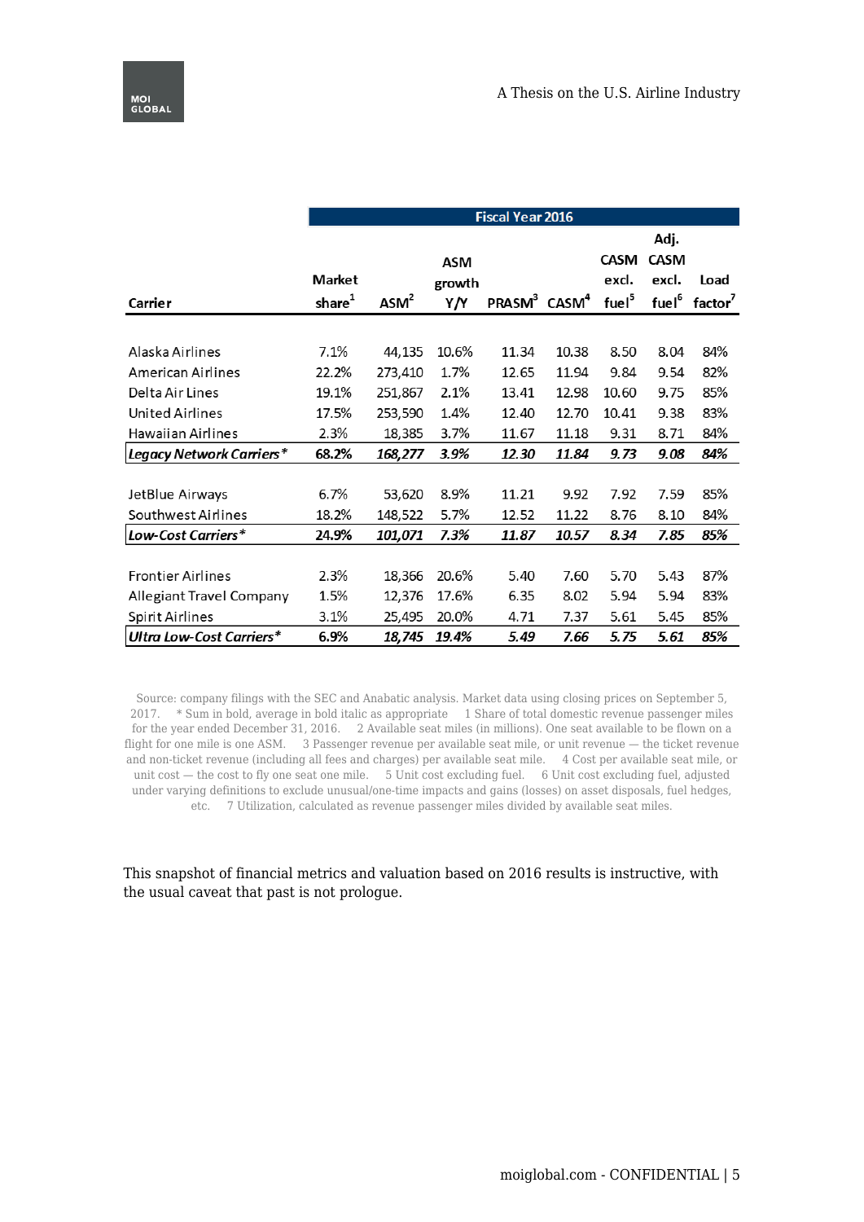| Carrier | Fiscal Year 2016 | | | | | | | |
|---|---|---|---|---|---|---|---|---|
| | Market share[1] | ASM[2] | ASM growth Y/Y | PRASM[3] | CASM[4] | CASM excl. fuel[5] | Adj. CASM excl. fuel[6] | Load factor[7] |
| Alaska Airlines | 7.1% | 44,135 | 10.6% | 11.34 | 10.38 | 8.50 | 8.04 | 84% |
| American Airlines | 22.2% | 273,410 | 1.7% | 12.65 | 11.94 | 9.84 | 9.54 | 82% |
| Delta Air Lines | 19.1% | 251,867 | 2.1% | 13.41 | 12.98 | 10.60 | 9.75 | 85% |
| United Airlines | 17.5% | 253,590 | 1.4% | 12.40 | 12.70 | 10.41 | 9.38 | 83% |
| Hawaiian Airlines | 2.3% | 18,385 | 3.7% | 11.67 | 11.18 | 9.31 | 8.71 | 84% |
| ***Legacy Network Carriers**** | **68.2%** | ***168,277*** | ***3.9%*** | ***12.30*** | ***11.84*** | ***9.73*** | ***9.08*** | ***84%*** |
| JetBlue Airways | 6.7% | 53,620 | 8.9% | 11.21 | 9.92 | 7.92 | 7.59 | 85% |
| Southwest Airlines | 18.2% | 148,522 | 5.7% | 12.52 | 11.22 | 8.76 | 8.10 | 84% |
| ***Low-Cost Carriers**** | **24.9%** | ***101,071*** | ***7.3%*** | ***11.87*** | ***10.57*** | ***8.34*** | ***7.85*** | ***85%*** |
| Frontier Airlines | 2.3% | 18,366 | 20.6% | 5.40 | 7.60 | 5.70 | 5.43 | 87% |
| Allegiant Travel Company | 1.5% | 12,376 | 17.6% | 6.35 | 8.02 | 5.94 | 5.94 | 83% |
| Spirit Airlines | 3.1% | 25,495 | 20.0% | 4.71 | 7.37 | 5.61 | 5.45 | 85% |
| ***Ultra Low-Cost Carriers**** | **6.9%** | ***18,745*** | ***19.4%*** | ***5.49*** | ***7.66*** | ***5.75*** | ***5.61*** | ***85%*** |

Source: company filings with the SEC and Anabatic analysis. Market data using closing prices on September 5, 2017. * Sum in bold, average in bold italic as appropriate 1 Share of total domestic revenue passenger miles for the year ended December 31, 2016. 2 Available seat miles (in millions). One seat available to be flown on a flight for one mile is one ASM. 3 Passenger revenue per available seat mile, or unit revenue — the ticket revenue and non-ticket revenue (including all fees and charges) per available seat mile. 4 Cost per available seat mile, or unit cost — the cost to fly one seat one mile. 5 Unit cost excluding fuel. 6 Unit cost excluding fuel, adjusted under varying definitions to exclude unusual/one-time impacts and gains (losses) on asset disposals, fuel hedges, etc. 7 Utilization, calculated as revenue passenger miles divided by available seat miles.

This snapshot of financial metrics and valuation based on 2016 results is instructive, with the usual caveat that past is not prologue.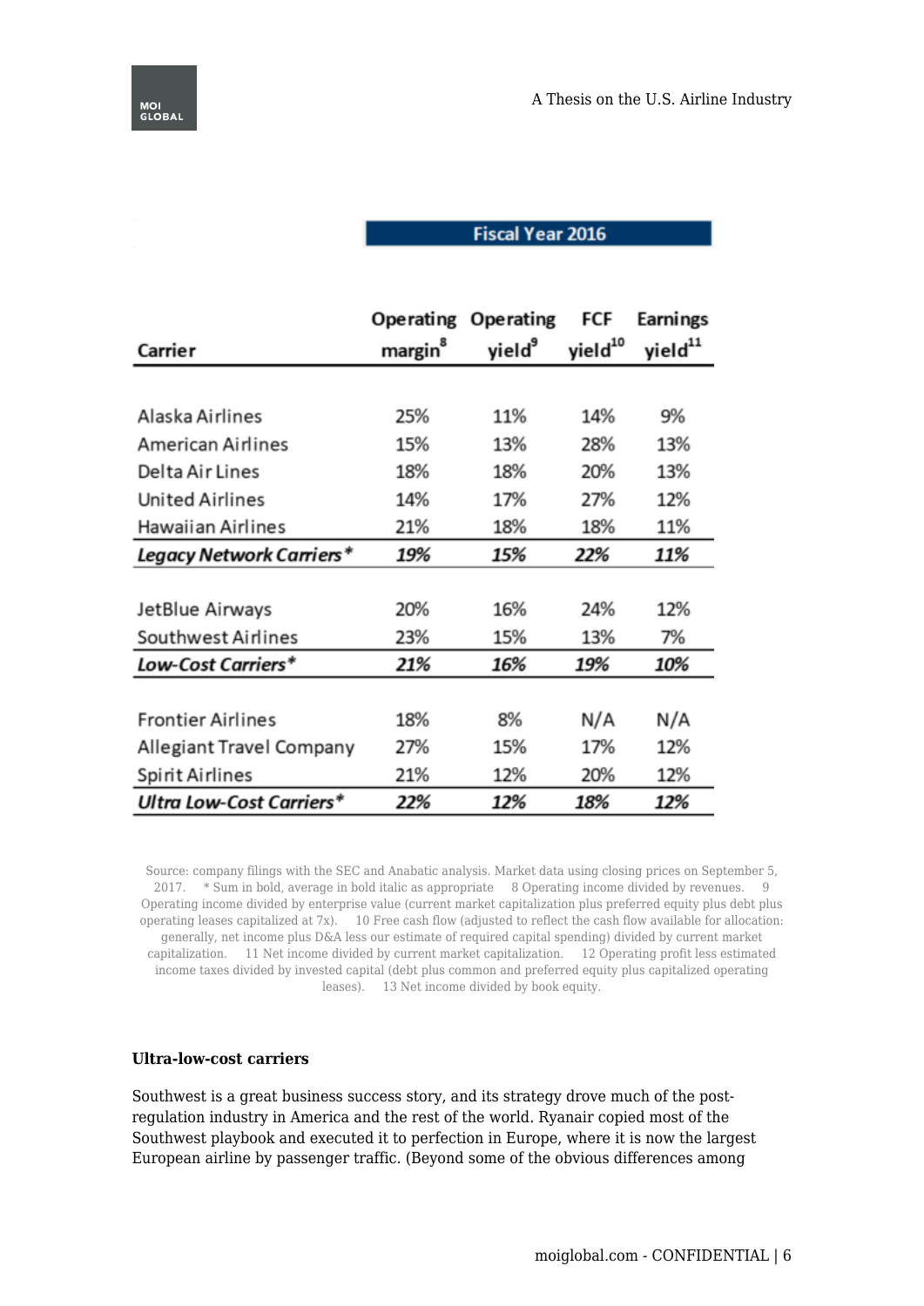| | Fiscal Year 2016 | | | |
|---|---|---|---|---|
| Carrier | Operating margin[8] | Operating yield[9] | FCF yield[10] | Earnings yield[11] |
| Alaska Airlines | 25% | 11% | 14% | 9% |
| American Airlines | 15% | 13% | 28% | 13% |
| Delta Air Lines | 18% | 18% | 20% | 13% |
| United Airlines | 14% | 17% | 27% | 12% |
| Hawaiian Airlines | 21% | 18% | 18% | 11% |
| ***Legacy Network Carriers**** | ***19%*** | ***15%*** | ***22%*** | ***11%*** |
| JetBlue Airways | 20% | 16% | 24% | 12% |
| Southwest Airlines | 23% | 15% | 13% | 7% |
| ***Low-Cost Carriers**** | ***21%*** | ***16%*** | ***19%*** | ***10%*** |
| Frontier Airlines | 18% | 8% | N/A | N/A |
| Allegiant Travel Company | 27% | 15% | 17% | 12% |
| Spirit Airlines | 21% | 12% | 20% | 12% |
| ***Ultra Low-Cost Carriers**** | ***22%*** | ***12%*** | ***18%*** | ***12%*** |

Source: company filings with the SEC and Anabatic analysis. Market data using closing prices on September 5, 2017. * Sum in bold, average in bold italic as appropriate 8 Operating income divided by revenues. 9 Operating income divided by enterprise value (current market capitalization plus preferred equity plus debt plus operating leases capitalized at 7x). 10 Free cash flow (adjusted to reflect the cash flow available for allocation: generally, net income plus D&A less our estimate of required capital spending) divided by current market capitalization. 11 Net income divided by current market capitalization. 12 Operating profit less estimated income taxes divided by invested capital (debt plus common and preferred equity plus capitalized operating leases). 13 Net income divided by book equity.

**Ultra-low-cost carriers**

Southwest is a great business success story, and its strategy drove much of the post-regulation industry in America and the rest of the world. Ryanair copied most of the Southwest playbook and executed it to perfection in Europe, where it is now the largest European airline by passenger traffic. (Beyond some of the obvious differences among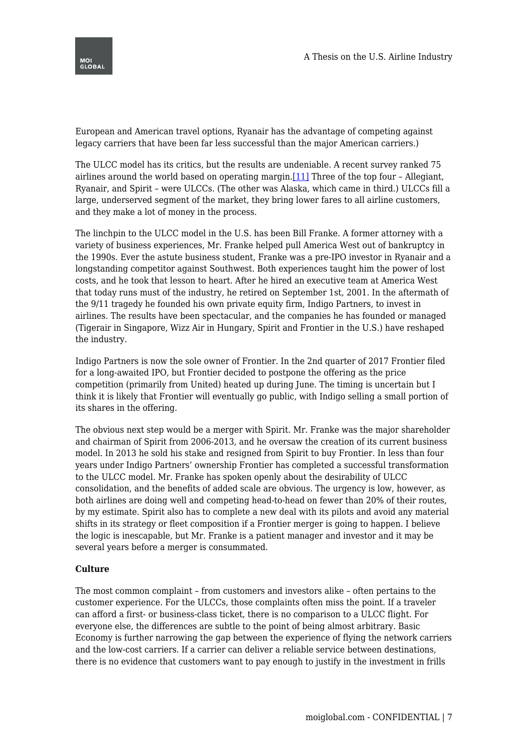European and American travel options, Ryanair has the advantage of competing against legacy carriers that have been far less successful than the major American carriers.)

The ULCC model has its critics, but the results are undeniable. A recent survey ranked 75 airlines around the world based on operating margin.[11] Three of the top four – Allegiant, Ryanair, and Spirit – were ULCCs. (The other was Alaska, which came in third.) ULCCs fill a large, underserved segment of the market, they bring lower fares to all airline customers, and they make a lot of money in the process.

The linchpin to the ULCC model in the U.S. has been Bill Franke. A former attorney with a variety of business experiences, Mr. Franke helped pull America West out of bankruptcy in the 1990s. Ever the astute business student, Franke was a pre-IPO investor in Ryanair and a longstanding competitor against Southwest. Both experiences taught him the power of lost costs, and he took that lesson to heart. After he hired an executive team at America West that today runs must of the industry, he retired on September 1st, 2001. In the aftermath of the 9/11 tragedy he founded his own private equity firm, Indigo Partners, to invest in airlines. The results have been spectacular, and the companies he has founded or managed (Tigerair in Singapore, Wizz Air in Hungary, Spirit and Frontier in the U.S.) have reshaped the industry.

Indigo Partners is now the sole owner of Frontier. In the 2nd quarter of 2017 Frontier filed for a long-awaited IPO, but Frontier decided to postpone the offering as the price competition (primarily from United) heated up during June. The timing is uncertain but I think it is likely that Frontier will eventually go public, with Indigo selling a small portion of its shares in the offering.

The obvious next step would be a merger with Spirit. Mr. Franke was the major shareholder and chairman of Spirit from 2006-2013, and he oversaw the creation of its current business model. In 2013 he sold his stake and resigned from Spirit to buy Frontier. In less than four years under Indigo Partners' ownership Frontier has completed a successful transformation to the ULCC model. Mr. Franke has spoken openly about the desirability of ULCC consolidation, and the benefits of added scale are obvious. The urgency is low, however, as both airlines are doing well and competing head-to-head on fewer than 20% of their routes, by my estimate. Spirit also has to complete a new deal with its pilots and avoid any material shifts in its strategy or fleet composition if a Frontier merger is going to happen. I believe the logic is inescapable, but Mr. Franke is a patient manager and investor and it may be several years before a merger is consummated.

**Culture**

The most common complaint – from customers and investors alike – often pertains to the customer experience. For the ULCCs, those complaints often miss the point. If a traveler can afford a first- or business-class ticket, there is no comparison to a ULCC flight. For everyone else, the differences are subtle to the point of being almost arbitrary. Basic Economy is further narrowing the gap between the experience of flying the network carriers and the low-cost carriers. If a carrier can deliver a reliable service between destinations, there is no evidence that customers want to pay enough to justify in the investment in frills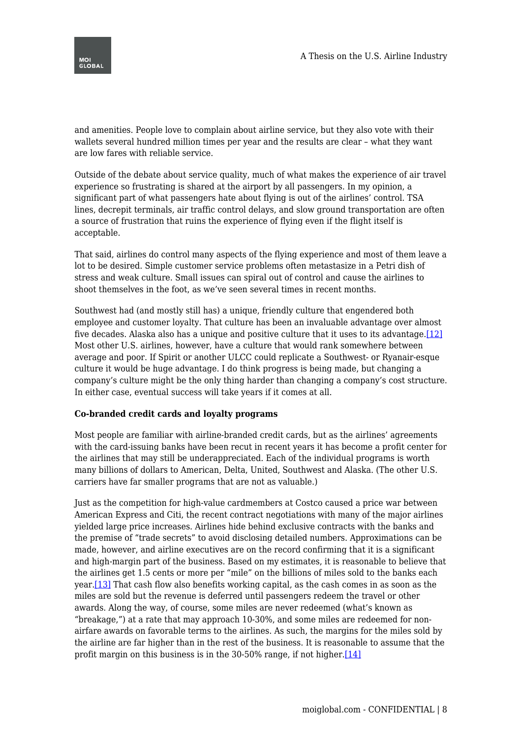and amenities. People love to complain about airline service, but they also vote with their wallets several hundred million times per year and the results are clear – what they want are low fares with reliable service.

Outside of the debate about service quality, much of what makes the experience of air travel experience so frustrating is shared at the airport by all passengers. In my opinion, a significant part of what passengers hate about flying is out of the airlines' control. TSA lines, decrepit terminals, air traffic control delays, and slow ground transportation are often a source of frustration that ruins the experience of flying even if the flight itself is acceptable.

That said, airlines do control many aspects of the flying experience and most of them leave a lot to be desired. Simple customer service problems often metastasize in a Petri dish of stress and weak culture. Small issues can spiral out of control and cause the airlines to shoot themselves in the foot, as we've seen several times in recent months.

Southwest had (and mostly still has) a unique, friendly culture that engendered both employee and customer loyalty. That culture has been an invaluable advantage over almost five decades. Alaska also has a unique and positive culture that it uses to its advantage.[12] Most other U.S. airlines, however, have a culture that would rank somewhere between average and poor. If Spirit or another ULCC could replicate a Southwest- or Ryanair-esque culture it would be huge advantage. I do think progress is being made, but changing a company's culture might be the only thing harder than changing a company's cost structure. In either case, eventual success will take years if it comes at all.

**Co-branded credit cards and loyalty programs**

Most people are familiar with airline-branded credit cards, but as the airlines' agreements with the card-issuing banks have been recut in recent years it has become a profit center for the airlines that may still be underappreciated. Each of the individual programs is worth many billions of dollars to American, Delta, United, Southwest and Alaska. (The other U.S. carriers have far smaller programs that are not as valuable.)

Just as the competition for high-value cardmembers at Costco caused a price war between American Express and Citi, the recent contract negotiations with many of the major airlines yielded large price increases. Airlines hide behind exclusive contracts with the banks and the premise of "trade secrets" to avoid disclosing detailed numbers. Approximations can be made, however, and airline executives are on the record confirming that it is a significant and high-margin part of the business. Based on my estimates, it is reasonable to believe that the airlines get 1.5 cents or more per "mile" on the billions of miles sold to the banks each year.[13] That cash flow also benefits working capital, as the cash comes in as soon as the miles are sold but the revenue is deferred until passengers redeem the travel or other awards. Along the way, of course, some miles are never redeemed (what's known as "breakage,") at a rate that may approach 10-30%, and some miles are redeemed for non-airfare awards on favorable terms to the airlines. As such, the margins for the miles sold by the airline are far higher than in the rest of the business. It is reasonable to assume that the profit margin on this business is in the 30-50% range, if not higher.[14]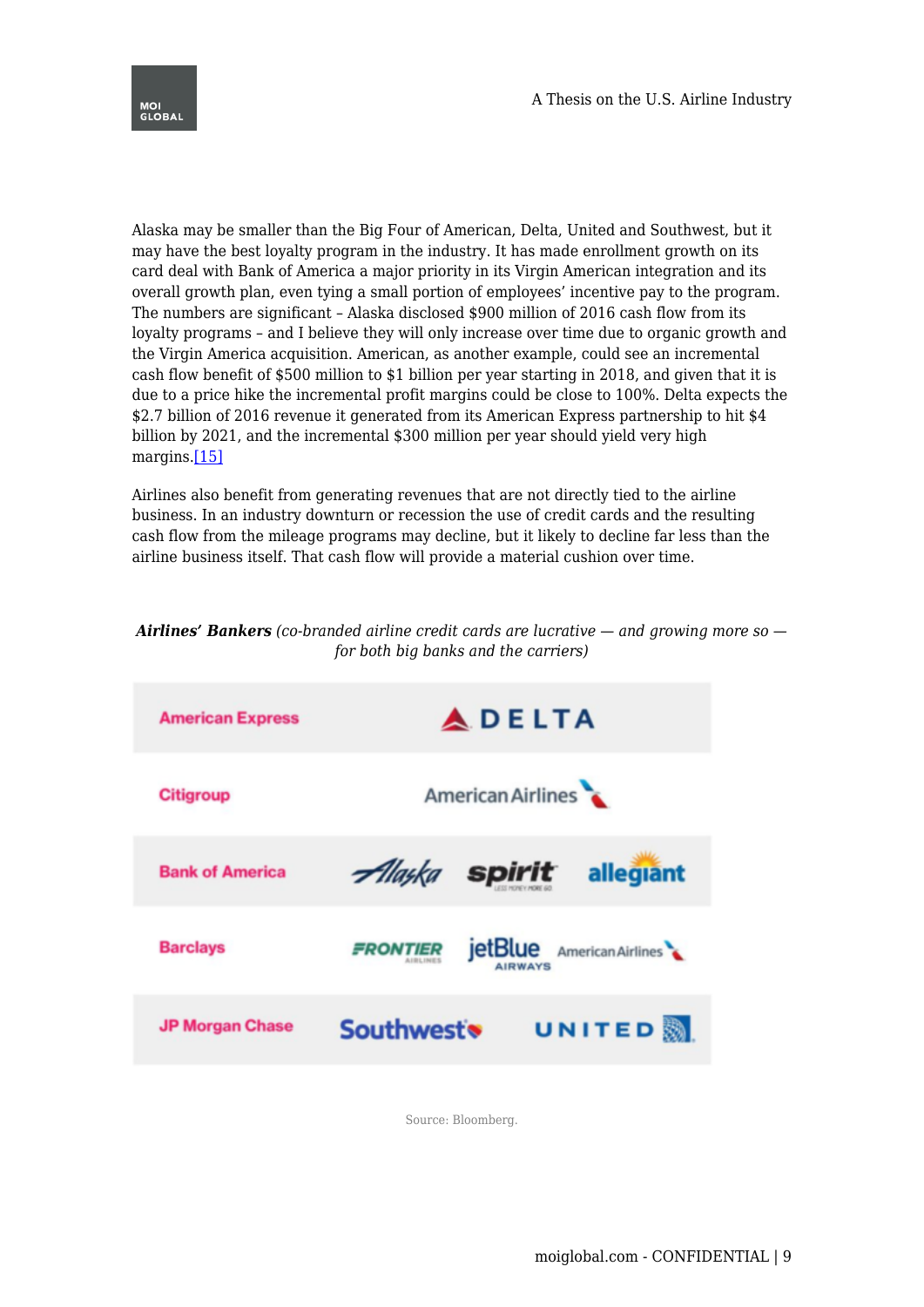Alaska may be smaller than the Big Four of American, Delta, United and Southwest, but it may have the best loyalty program in the industry. It has made enrollment growth on its card deal with Bank of America a major priority in its Virgin American integration and its overall growth plan, even tying a small portion of employees' incentive pay to the program. The numbers are significant – Alaska disclosed $900 million of 2016 cash flow from its loyalty programs – and I believe they will only increase over time due to organic growth and the Virgin America acquisition. American, as another example, could see an incremental cash flow benefit of $500 million to $1 billion per year starting in 2018, and given that it is due to a price hike the incremental profit margins could be close to 100%. Delta expects the $2.7 billion of 2016 revenue it generated from its American Express partnership to hit $4 billion by 2021, and the incremental $300 million per year should yield very high margins.[15]

Airlines also benefit from generating revenues that are not directly tied to the airline business. In an industry downturn or recession the use of credit cards and the resulting cash flow from the mileage programs may decline, but it likely to decline far less than the airline business itself. That cash flow will provide a material cushion over time.

***Airlines' Bankers*** *(co-branded airline credit cards are lucrative — and growing more so — for both big banks and the carriers)*

| Bank | Airlines |
| --- | --- |
| American Express | Delta |
| Citigroup | American Airlines |
| Bank of America | Alaska, Spirit, Allegiant |
| Barclays | Frontier, JetBlue, American Airlines |
| JP Morgan Chase | Southwest, United |

Source: Bloomberg.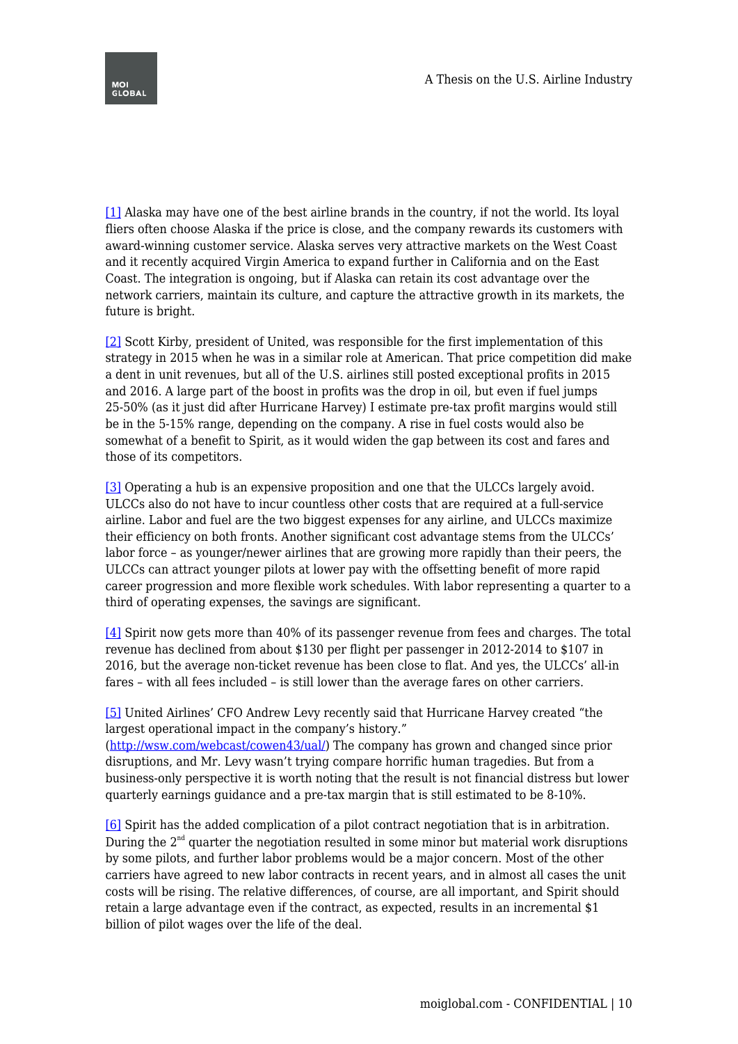[1] Alaska may have one of the best airline brands in the country, if not the world. Its loyal fliers often choose Alaska if the price is close, and the company rewards its customers with award-winning customer service. Alaska serves very attractive markets on the West Coast and it recently acquired Virgin America to expand further in California and on the East Coast. The integration is ongoing, but if Alaska can retain its cost advantage over the network carriers, maintain its culture, and capture the attractive growth in its markets, the future is bright.

[2] Scott Kirby, president of United, was responsible for the first implementation of this strategy in 2015 when he was in a similar role at American. That price competition did make a dent in unit revenues, but all of the U.S. airlines still posted exceptional profits in 2015 and 2016. A large part of the boost in profits was the drop in oil, but even if fuel jumps 25-50% (as it just did after Hurricane Harvey) I estimate pre-tax profit margins would still be in the 5-15% range, depending on the company. A rise in fuel costs would also be somewhat of a benefit to Spirit, as it would widen the gap between its cost and fares and those of its competitors.

[3] Operating a hub is an expensive proposition and one that the ULCCs largely avoid. ULCCs also do not have to incur countless other costs that are required at a full-service airline. Labor and fuel are the two biggest expenses for any airline, and ULCCs maximize their efficiency on both fronts. Another significant cost advantage stems from the ULCCs' labor force – as younger/newer airlines that are growing more rapidly than their peers, the ULCCs can attract younger pilots at lower pay with the offsetting benefit of more rapid career progression and more flexible work schedules. With labor representing a quarter to a third of operating expenses, the savings are significant.

[4] Spirit now gets more than 40% of its passenger revenue from fees and charges. The total revenue has declined from about $130 per flight per passenger in 2012-2014 to $107 in 2016, but the average non-ticket revenue has been close to flat. And yes, the ULCCs' all-in fares – with all fees included – is still lower than the average fares on other carriers.

[5] United Airlines' CFO Andrew Levy recently said that Hurricane Harvey created "the largest operational impact in the company's history." (http://wsw.com/webcast/cowen43/ual/) The company has grown and changed since prior disruptions, and Mr. Levy wasn't trying compare horrific human tragedies. But from a business-only perspective it is worth noting that the result is not financial distress but lower quarterly earnings guidance and a pre-tax margin that is still estimated to be 8-10%.

[6] Spirit has the added complication of a pilot contract negotiation that is in arbitration. During the 2nd quarter the negotiation resulted in some minor but material work disruptions by some pilots, and further labor problems would be a major concern. Most of the other carriers have agreed to new labor contracts in recent years, and in almost all cases the unit costs will be rising. The relative differences, of course, are all important, and Spirit should retain a large advantage even if the contract, as expected, results in an incremental $1 billion of pilot wages over the life of the deal.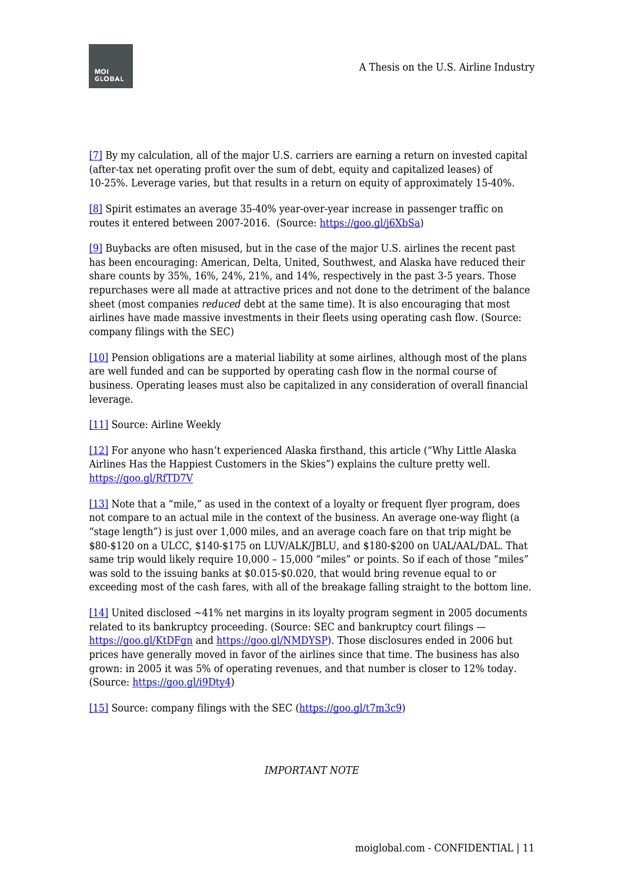[7] By my calculation, all of the major U.S. carriers are earning a return on invested capital (after-tax net operating profit over the sum of debt, equity and capitalized leases) of 10-25%. Leverage varies, but that results in a return on equity of approximately 15-40%.

[8] Spirit estimates an average 35-40% year-over-year increase in passenger traffic on routes it entered between 2007-2016. (Source: https://goo.gl/j6XbSa)

[9] Buybacks are often misused, but in the case of the major U.S. airlines the recent past has been encouraging: American, Delta, United, Southwest, and Alaska have reduced their share counts by 35%, 16%, 24%, 21%, and 14%, respectively in the past 3-5 years. Those repurchases were all made at attractive prices and not done to the detriment of the balance sheet (most companies *reduced* debt at the same time). It is also encouraging that most airlines have made massive investments in their fleets using operating cash flow. (Source: company filings with the SEC)

[10] Pension obligations are a material liability at some airlines, although most of the plans are well funded and can be supported by operating cash flow in the normal course of business. Operating leases must also be capitalized in any consideration of overall financial leverage.

[11] Source: Airline Weekly

[12] For anyone who hasn't experienced Alaska firsthand, this article ("Why Little Alaska Airlines Has the Happiest Customers in the Skies") explains the culture pretty well. https://goo.gl/RfTD7V

[13] Note that a "mile," as used in the context of a loyalty or frequent flyer program, does not compare to an actual mile in the context of the business. An average one-way flight (a "stage length") is just over 1,000 miles, and an average coach fare on that trip might be $80-$120 on a ULCC, $140-$175 on LUV/ALK/JBLU, and $180-$200 on UAL/AAL/DAL. That same trip would likely require 10,000 – 15,000 "miles" or points. So if each of those "miles" was sold to the issuing banks at $0.015-$0.020, that would bring revenue equal to or exceeding most of the cash fares, with all of the breakage falling straight to the bottom line.

[14] United disclosed ~41% net margins in its loyalty program segment in 2005 documents related to its bankruptcy proceeding. (Source: SEC and bankruptcy court filings — https://goo.gl/KtDFgn and https://goo.gl/NMDYSP). Those disclosures ended in 2006 but prices have generally moved in favor of the airlines since that time. The business has also grown: in 2005 it was 5% of operating revenues, and that number is closer to 12% today. (Source: https://goo.gl/i9Dty4)

[15] Source: company filings with the SEC (https://goo.gl/t7m3c9)

*IMPORTANT NOTE*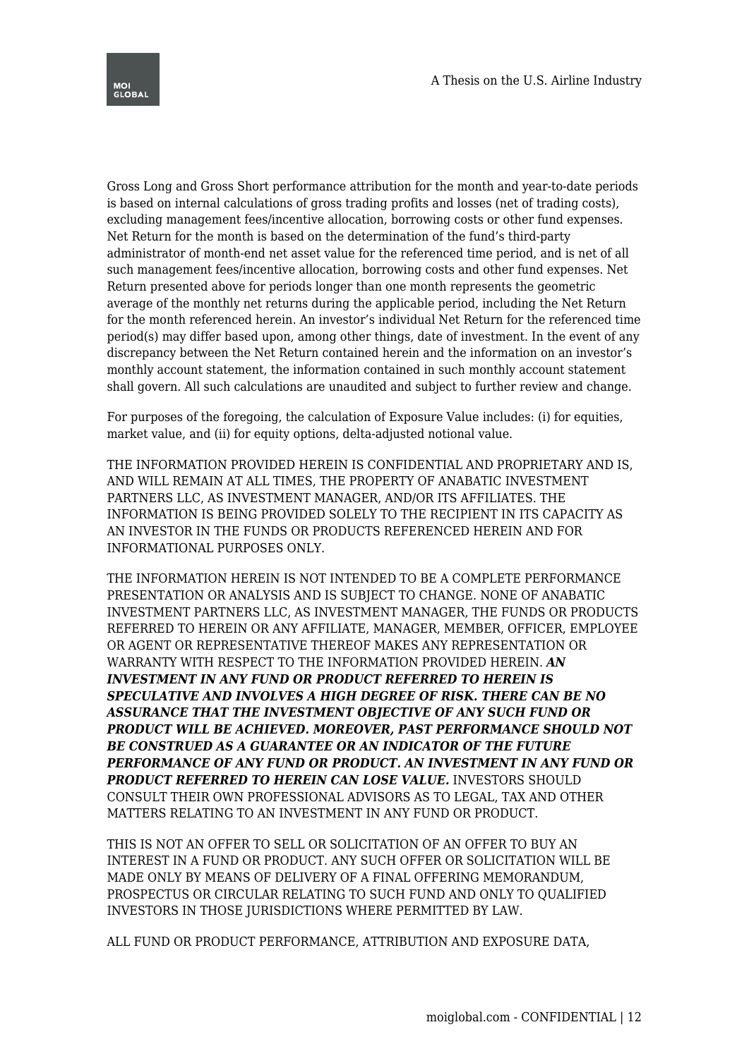Gross Long and Gross Short performance attribution for the month and year-to-date periods is based on internal calculations of gross trading profits and losses (net of trading costs), excluding management fees/incentive allocation, borrowing costs or other fund expenses. Net Return for the month is based on the determination of the fund's third-party administrator of month-end net asset value for the referenced time period, and is net of all such management fees/incentive allocation, borrowing costs and other fund expenses. Net Return presented above for periods longer than one month represents the geometric average of the monthly net returns during the applicable period, including the Net Return for the month referenced herein. An investor's individual Net Return for the referenced time period(s) may differ based upon, among other things, date of investment. In the event of any discrepancy between the Net Return contained herein and the information on an investor's monthly account statement, the information contained in such monthly account statement shall govern. All such calculations are unaudited and subject to further review and change.

For purposes of the foregoing, the calculation of Exposure Value includes: (i) for equities, market value, and (ii) for equity options, delta-adjusted notional value.

THE INFORMATION PROVIDED HEREIN IS CONFIDENTIAL AND PROPRIETARY AND IS, AND WILL REMAIN AT ALL TIMES, THE PROPERTY OF ANABATIC INVESTMENT PARTNERS LLC, AS INVESTMENT MANAGER, AND/OR ITS AFFILIATES. THE INFORMATION IS BEING PROVIDED SOLELY TO THE RECIPIENT IN ITS CAPACITY AS AN INVESTOR IN THE FUNDS OR PRODUCTS REFERENCED HEREIN AND FOR INFORMATIONAL PURPOSES ONLY.

THE INFORMATION HEREIN IS NOT INTENDED TO BE A COMPLETE PERFORMANCE PRESENTATION OR ANALYSIS AND IS SUBJECT TO CHANGE. NONE OF ANABATIC INVESTMENT PARTNERS LLC, AS INVESTMENT MANAGER, THE FUNDS OR PRODUCTS REFERRED TO HEREIN OR ANY AFFILIATE, MANAGER, MEMBER, OFFICER, EMPLOYEE OR AGENT OR REPRESENTATIVE THEREOF MAKES ANY REPRESENTATION OR WARRANTY WITH RESPECT TO THE INFORMATION PROVIDED HEREIN. ***AN INVESTMENT IN ANY FUND OR PRODUCT REFERRED TO HEREIN IS SPECULATIVE AND INVOLVES A HIGH DEGREE OF RISK. THERE CAN BE NO ASSURANCE THAT THE INVESTMENT OBJECTIVE OF ANY SUCH FUND OR PRODUCT WILL BE ACHIEVED. MOREOVER, PAST PERFORMANCE SHOULD NOT BE CONSTRUED AS A GUARANTEE OR AN INDICATOR OF THE FUTURE PERFORMANCE OF ANY FUND OR PRODUCT. AN INVESTMENT IN ANY FUND OR PRODUCT REFERRED TO HEREIN CAN LOSE VALUE.*** INVESTORS SHOULD CONSULT THEIR OWN PROFESSIONAL ADVISORS AS TO LEGAL, TAX AND OTHER MATTERS RELATING TO AN INVESTMENT IN ANY FUND OR PRODUCT.

THIS IS NOT AN OFFER TO SELL OR SOLICITATION OF AN OFFER TO BUY AN INTEREST IN A FUND OR PRODUCT. ANY SUCH OFFER OR SOLICITATION WILL BE MADE ONLY BY MEANS OF DELIVERY OF A FINAL OFFERING MEMORANDUM, PROSPECTUS OR CIRCULAR RELATING TO SUCH FUND AND ONLY TO QUALIFIED INVESTORS IN THOSE JURISDICTIONS WHERE PERMITTED BY LAW.

ALL FUND OR PRODUCT PERFORMANCE, ATTRIBUTION AND EXPOSURE DATA,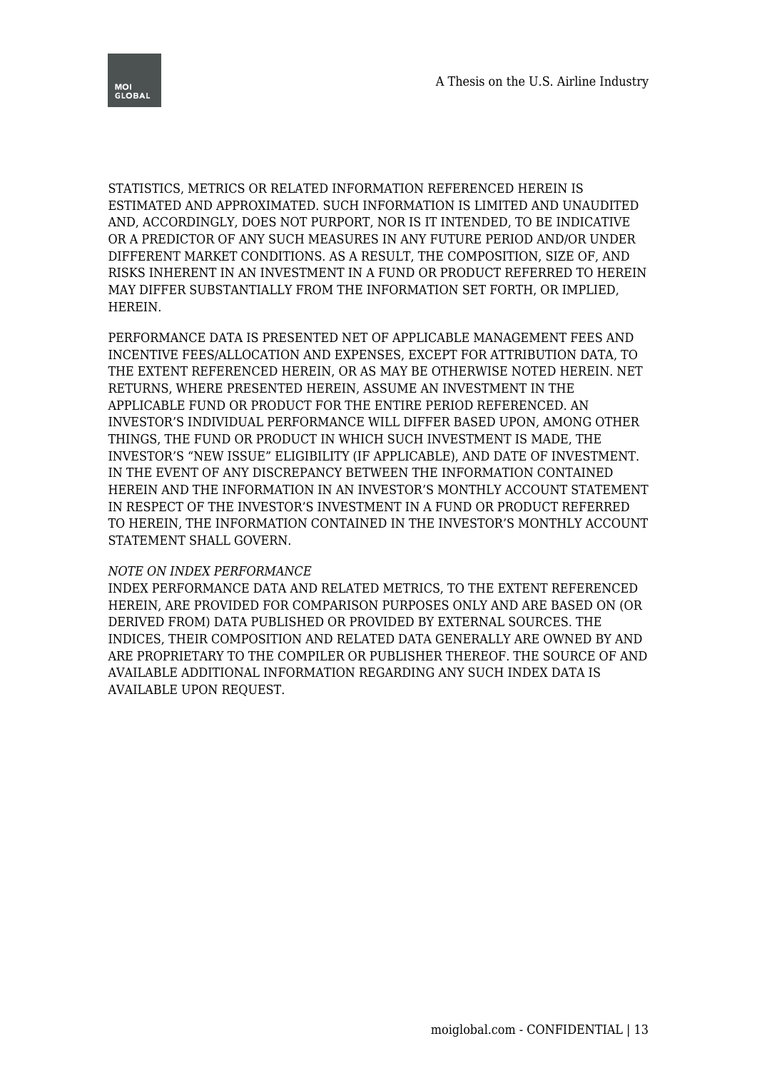STATISTICS, METRICS OR RELATED INFORMATION REFERENCED HEREIN IS ESTIMATED AND APPROXIMATED. SUCH INFORMATION IS LIMITED AND UNAUDITED AND, ACCORDINGLY, DOES NOT PURPORT, NOR IS IT INTENDED, TO BE INDICATIVE OR A PREDICTOR OF ANY SUCH MEASURES IN ANY FUTURE PERIOD AND/OR UNDER DIFFERENT MARKET CONDITIONS. AS A RESULT, THE COMPOSITION, SIZE OF, AND RISKS INHERENT IN AN INVESTMENT IN A FUND OR PRODUCT REFERRED TO HEREIN MAY DIFFER SUBSTANTIALLY FROM THE INFORMATION SET FORTH, OR IMPLIED, HEREIN.

PERFORMANCE DATA IS PRESENTED NET OF APPLICABLE MANAGEMENT FEES AND INCENTIVE FEES/ALLOCATION AND EXPENSES, EXCEPT FOR ATTRIBUTION DATA, TO THE EXTENT REFERENCED HEREIN, OR AS MAY BE OTHERWISE NOTED HEREIN. NET RETURNS, WHERE PRESENTED HEREIN, ASSUME AN INVESTMENT IN THE APPLICABLE FUND OR PRODUCT FOR THE ENTIRE PERIOD REFERENCED. AN INVESTOR'S INDIVIDUAL PERFORMANCE WILL DIFFER BASED UPON, AMONG OTHER THINGS, THE FUND OR PRODUCT IN WHICH SUCH INVESTMENT IS MADE, THE INVESTOR'S "NEW ISSUE" ELIGIBILITY (IF APPLICABLE), AND DATE OF INVESTMENT. IN THE EVENT OF ANY DISCREPANCY BETWEEN THE INFORMATION CONTAINED HEREIN AND THE INFORMATION IN AN INVESTOR'S MONTHLY ACCOUNT STATEMENT IN RESPECT OF THE INVESTOR'S INVESTMENT IN A FUND OR PRODUCT REFERRED TO HEREIN, THE INFORMATION CONTAINED IN THE INVESTOR'S MONTHLY ACCOUNT STATEMENT SHALL GOVERN.

*NOTE ON INDEX PERFORMANCE*

INDEX PERFORMANCE DATA AND RELATED METRICS, TO THE EXTENT REFERENCED HEREIN, ARE PROVIDED FOR COMPARISON PURPOSES ONLY AND ARE BASED ON (OR DERIVED FROM) DATA PUBLISHED OR PROVIDED BY EXTERNAL SOURCES. THE INDICES, THEIR COMPOSITION AND RELATED DATA GENERALLY ARE OWNED BY AND ARE PROPRIETARY TO THE COMPILER OR PUBLISHER THEREOF. THE SOURCE OF AND AVAILABLE ADDITIONAL INFORMATION REGARDING ANY SUCH INDEX DATA IS AVAILABLE UPON REQUEST.